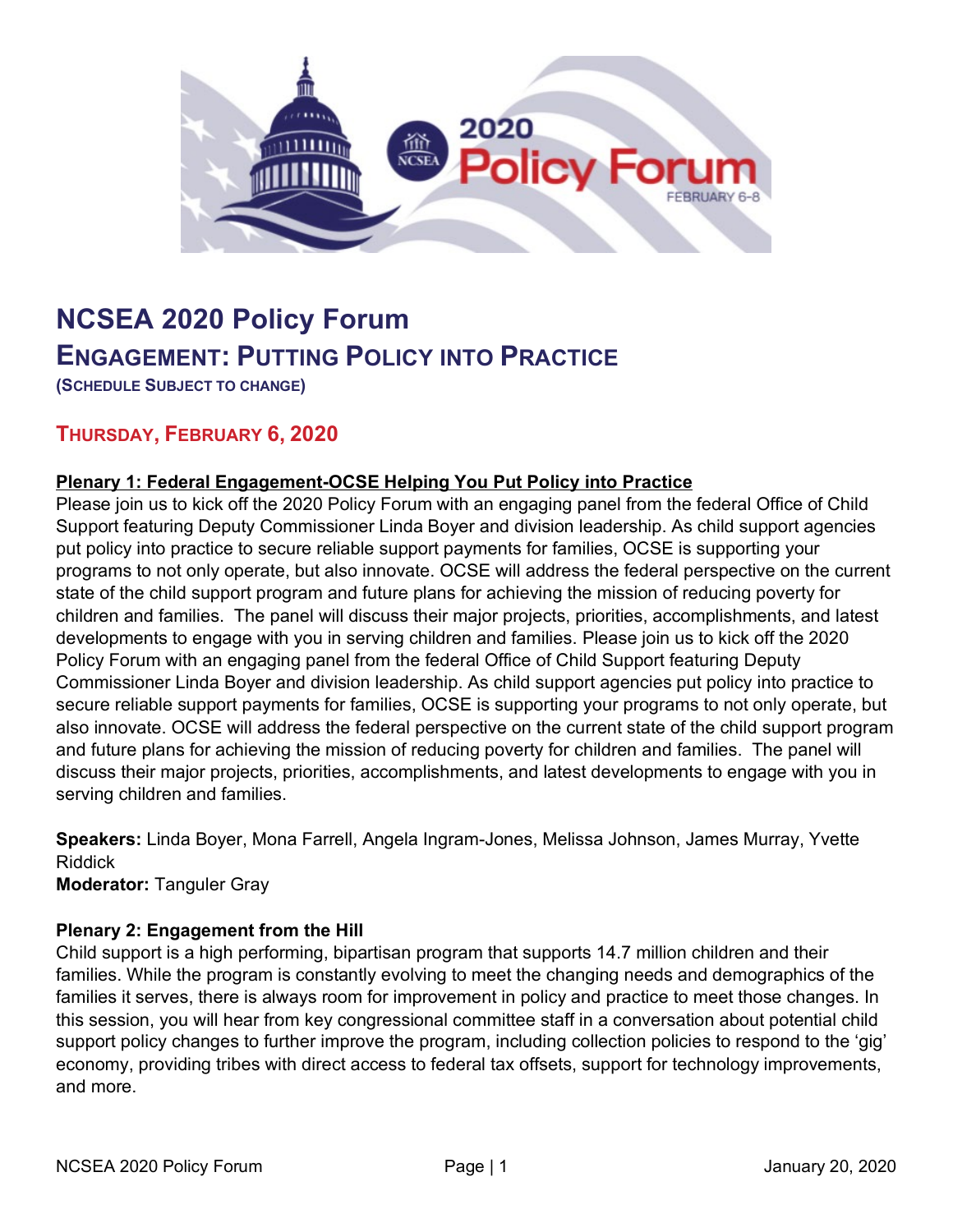# NCSEA 2020 Policy Forum

## Engagement: Putting Policy into Practice

**(Schedule Subject to Change)**

### Thursday, February 6, 2020

**Plenary 1: Federal Engagement-OCSE Helping You Put Policy into Practice**

Please join us to kick off the 2020 Policy Forum with an engaging panel from the federal Office of Child Support featuring Deputy Commissioner Linda Boyer and division leadership. As child support agencies put policy into practice to secure reliable support payments for families, OCSE is supporting your programs to not only operate, but also innovate. OCSE will address the federal perspective on the current state of the child support program and future plans for achieving the mission of reducing poverty for children and families. The panel will discuss their major projects, priorities, accomplishments, and latest developments to engage with you in serving children and families. Please join us to kick off the 2020 Policy Forum with an engaging panel from the federal Office of Child Support featuring Deputy Commissioner Linda Boyer and division leadership. As child support agencies put policy into practice to secure reliable support payments for families, OCSE is supporting your programs to not only operate, but also innovate. OCSE will address the federal perspective on the current state of the child support program and future plans for achieving the mission of reducing poverty for children and families. The panel will discuss their major projects, priorities, accomplishments, and latest developments to engage with you in serving children and families.

**Speakers:** Linda Boyer, Mona Farrell, Angela Ingram-Jones, Melissa Johnson, James Murray, Yvette Riddick
**Moderator:** Tanguler Gray

**Plenary 2: Engagement from the Hill**

Child support is a high performing, bipartisan program that supports 14.7 million children and their families. While the program is constantly evolving to meet the changing needs and demographics of the families it serves, there is always room for improvement in policy and practice to meet those changes. In this session, you will hear from key congressional committee staff in a conversation about potential child support policy changes to further improve the program, including collection policies to respond to the 'gig' economy, providing tribes with direct access to federal tax offsets, support for technology improvements, and more.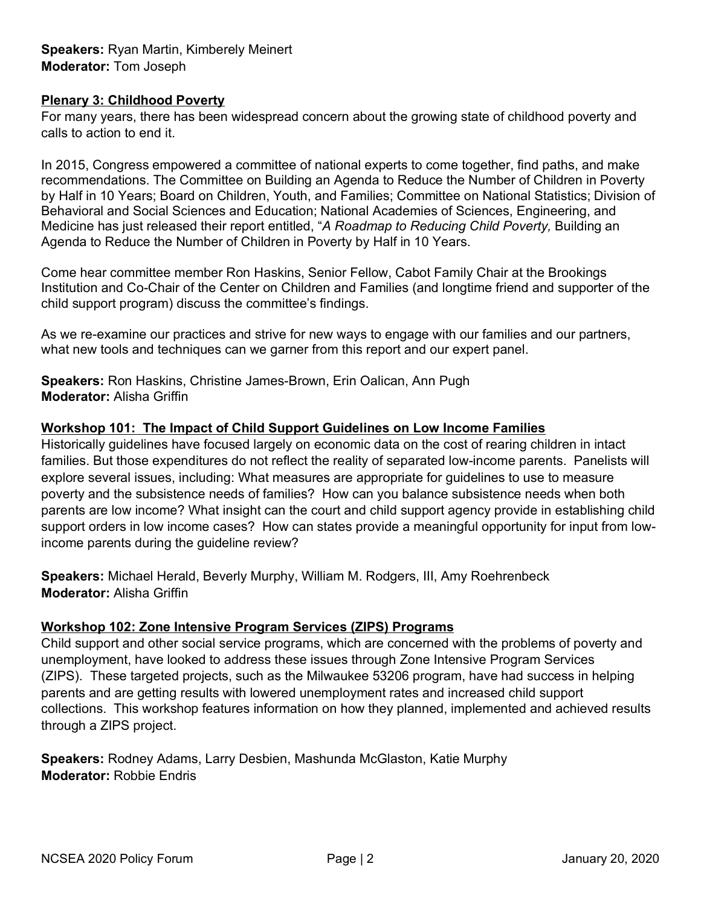**Speakers:** Ryan Martin, Kimberely Meinert
**Moderator:** Tom Joseph

**Plenary 3: Childhood Poverty**

For many years, there has been widespread concern about the growing state of childhood poverty and calls to action to end it.

In 2015, Congress empowered a committee of national experts to come together, find paths, and make recommendations. The Committee on Building an Agenda to Reduce the Number of Children in Poverty by Half in 10 Years; Board on Children, Youth, and Families; Committee on National Statistics; Division of Behavioral and Social Sciences and Education; National Academies of Sciences, Engineering, and Medicine has just released their report entitled, "*A Roadmap to Reducing Child Poverty,* Building an Agenda to Reduce the Number of Children in Poverty by Half in 10 Years.

Come hear committee member Ron Haskins, Senior Fellow, Cabot Family Chair at the Brookings Institution and Co-Chair of the Center on Children and Families (and longtime friend and supporter of the child support program) discuss the committee's findings.

As we re-examine our practices and strive for new ways to engage with our families and our partners, what new tools and techniques can we garner from this report and our expert panel.

**Speakers:** Ron Haskins, Christine James-Brown, Erin Oalican, Ann Pugh
**Moderator:** Alisha Griffin

**Workshop 101: The Impact of Child Support Guidelines on Low Income Families**

Historically guidelines have focused largely on economic data on the cost of rearing children in intact families. But those expenditures do not reflect the reality of separated low-income parents. Panelists will explore several issues, including: What measures are appropriate for guidelines to use to measure poverty and the subsistence needs of families? How can you balance subsistence needs when both parents are low income? What insight can the court and child support agency provide in establishing child support orders in low income cases? How can states provide a meaningful opportunity for input from low-income parents during the guideline review?

**Speakers:** Michael Herald, Beverly Murphy, William M. Rodgers, III, Amy Roehrenbeck
**Moderator:** Alisha Griffin

**Workshop 102: Zone Intensive Program Services (ZIPS) Programs**

Child support and other social service programs, which are concerned with the problems of poverty and unemployment, have looked to address these issues through Zone Intensive Program Services (ZIPS). These targeted projects, such as the Milwaukee 53206 program, have had success in helping parents and are getting results with lowered unemployment rates and increased child support collections. This workshop features information on how they planned, implemented and achieved results through a ZIPS project.

**Speakers:** Rodney Adams, Larry Desbien, Mashunda McGlaston, Katie Murphy
**Moderator:** Robbie Endris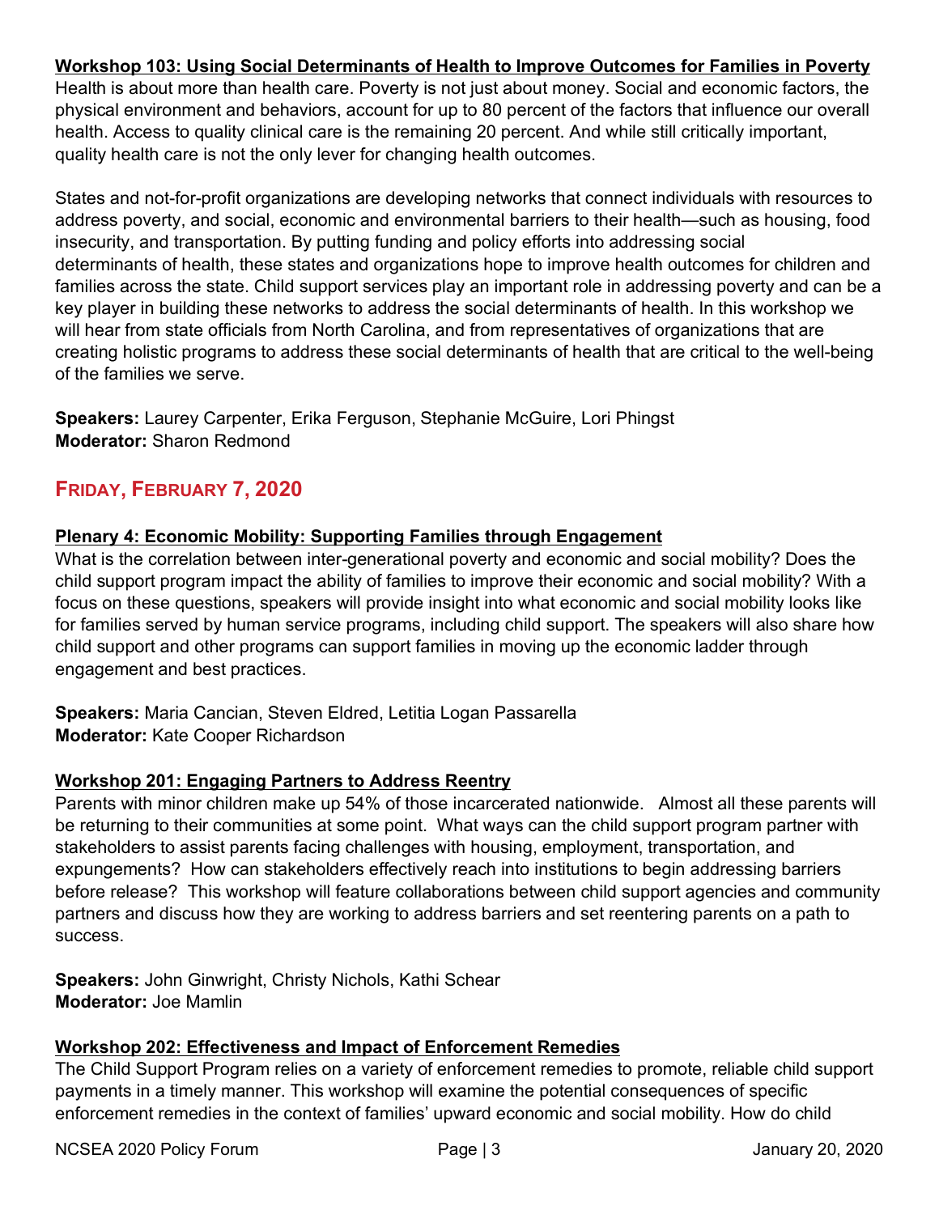**Workshop 103: Using Social Determinants of Health to Improve Outcomes for Families in Poverty**

Health is about more than health care. Poverty is not just about money. Social and economic factors, the physical environment and behaviors, account for up to 80 percent of the factors that influence our overall health. Access to quality clinical care is the remaining 20 percent. And while still critically important, quality health care is not the only lever for changing health outcomes.

States and not-for-profit organizations are developing networks that connect individuals with resources to address poverty, and social, economic and environmental barriers to their health—such as housing, food insecurity, and transportation. By putting funding and policy efforts into addressing social determinants of health, these states and organizations hope to improve health outcomes for children and families across the state. Child support services play an important role in addressing poverty and can be a key player in building these networks to address the social determinants of health. In this workshop we will hear from state officials from North Carolina, and from representatives of organizations that are creating holistic programs to address these social determinants of health that are critical to the well-being of the families we serve.

**Speakers:** Laurey Carpenter, Erika Ferguson, Stephanie McGuire, Lori Phingst
**Moderator:** Sharon Redmond

## Friday, February 7, 2020

**Plenary 4: Economic Mobility: Supporting Families through Engagement**

What is the correlation between inter-generational poverty and economic and social mobility? Does the child support program impact the ability of families to improve their economic and social mobility? With a focus on these questions, speakers will provide insight into what economic and social mobility looks like for families served by human service programs, including child support. The speakers will also share how child support and other programs can support families in moving up the economic ladder through engagement and best practices.

**Speakers:** Maria Cancian, Steven Eldred, Letitia Logan Passarella
**Moderator:** Kate Cooper Richardson

**Workshop 201: Engaging Partners to Address Reentry**

Parents with minor children make up 54% of those incarcerated nationwide. Almost all these parents will be returning to their communities at some point. What ways can the child support program partner with stakeholders to assist parents facing challenges with housing, employment, transportation, and expungements? How can stakeholders effectively reach into institutions to begin addressing barriers before release? This workshop will feature collaborations between child support agencies and community partners and discuss how they are working to address barriers and set reentering parents on a path to success.

**Speakers:** John Ginwright, Christy Nichols, Kathi Schear
**Moderator:** Joe Mamlin

**Workshop 202: Effectiveness and Impact of Enforcement Remedies**

The Child Support Program relies on a variety of enforcement remedies to promote, reliable child support payments in a timely manner. This workshop will examine the potential consequences of specific enforcement remedies in the context of families' upward economic and social mobility. How do child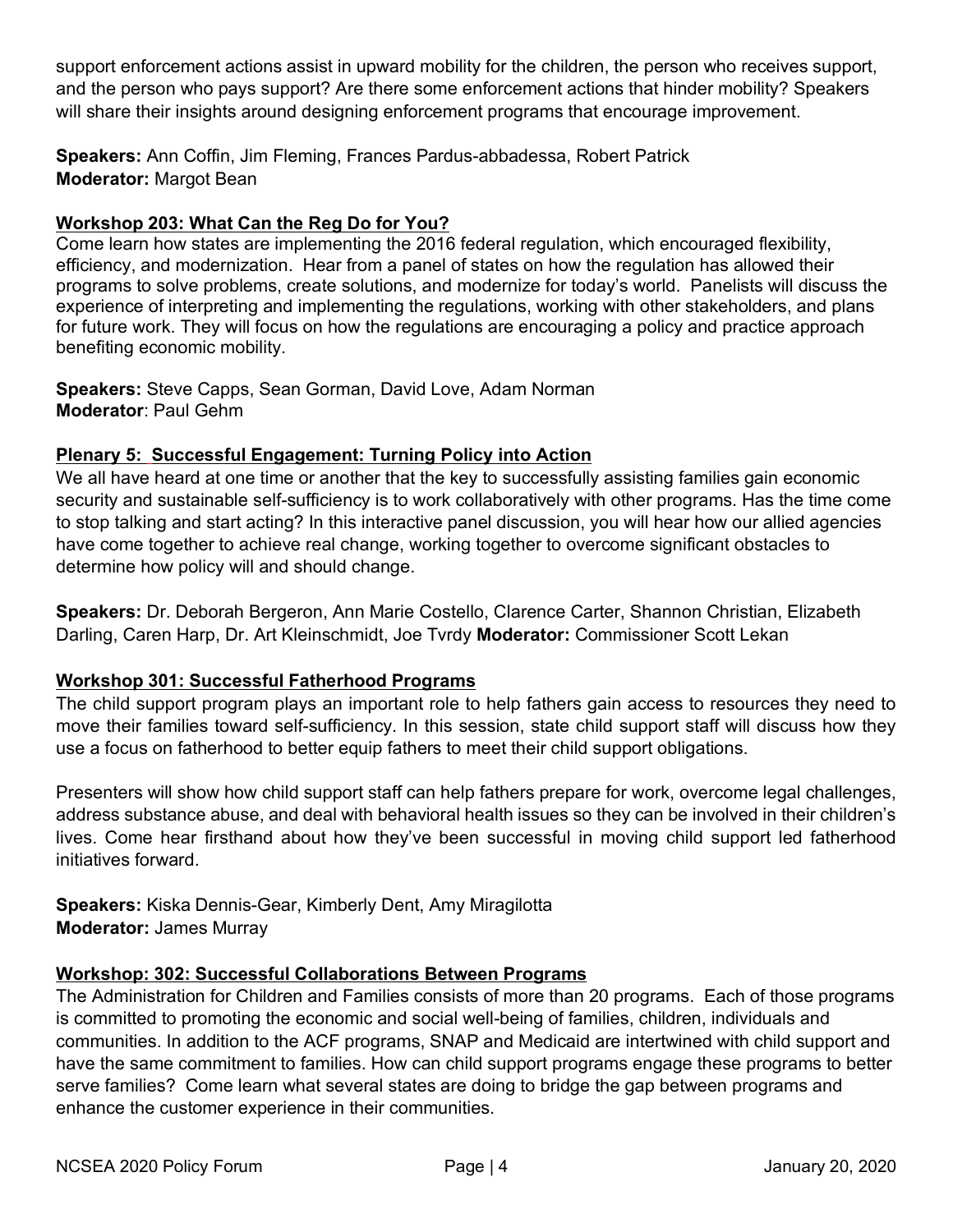support enforcement actions assist in upward mobility for the children, the person who receives support, and the person who pays support? Are there some enforcement actions that hinder mobility? Speakers will share their insights around designing enforcement programs that encourage improvement.

**Speakers:** Ann Coffin, Jim Fleming, Frances Pardus-abbadessa, Robert Patrick
**Moderator:** Margot Bean

**Workshop 203: What Can the Reg Do for You?**

Come learn how states are implementing the 2016 federal regulation, which encouraged flexibility, efficiency, and modernization. Hear from a panel of states on how the regulation has allowed their programs to solve problems, create solutions, and modernize for today's world. Panelists will discuss the experience of interpreting and implementing the regulations, working with other stakeholders, and plans for future work. They will focus on how the regulations are encouraging a policy and practice approach benefiting economic mobility.

**Speakers:** Steve Capps, Sean Gorman, David Love, Adam Norman
**Moderator**: Paul Gehm

**Plenary 5: Successful Engagement: Turning Policy into Action**

We all have heard at one time or another that the key to successfully assisting families gain economic security and sustainable self-sufficiency is to work collaboratively with other programs. Has the time come to stop talking and start acting? In this interactive panel discussion, you will hear how our allied agencies have come together to achieve real change, working together to overcome significant obstacles to determine how policy will and should change.

**Speakers:** Dr. Deborah Bergeron, Ann Marie Costello, Clarence Carter, Shannon Christian, Elizabeth Darling, Caren Harp, Dr. Art Kleinschmidt, Joe Tvrdy **Moderator:** Commissioner Scott Lekan

**Workshop 301: Successful Fatherhood Programs**

The child support program plays an important role to help fathers gain access to resources they need to move their families toward self-sufficiency. In this session, state child support staff will discuss how they use a focus on fatherhood to better equip fathers to meet their child support obligations.

Presenters will show how child support staff can help fathers prepare for work, overcome legal challenges, address substance abuse, and deal with behavioral health issues so they can be involved in their children's lives. Come hear firsthand about how they've been successful in moving child support led fatherhood initiatives forward.

**Speakers:** Kiska Dennis-Gear, Kimberly Dent, Amy Miragilotta
**Moderator:** James Murray

**Workshop: 302: Successful Collaborations Between Programs**

The Administration for Children and Families consists of more than 20 programs. Each of those programs is committed to promoting the economic and social well-being of families, children, individuals and communities. In addition to the ACF programs, SNAP and Medicaid are intertwined with child support and have the same commitment to families. How can child support programs engage these programs to better serve families? Come learn what several states are doing to bridge the gap between programs and enhance the customer experience in their communities.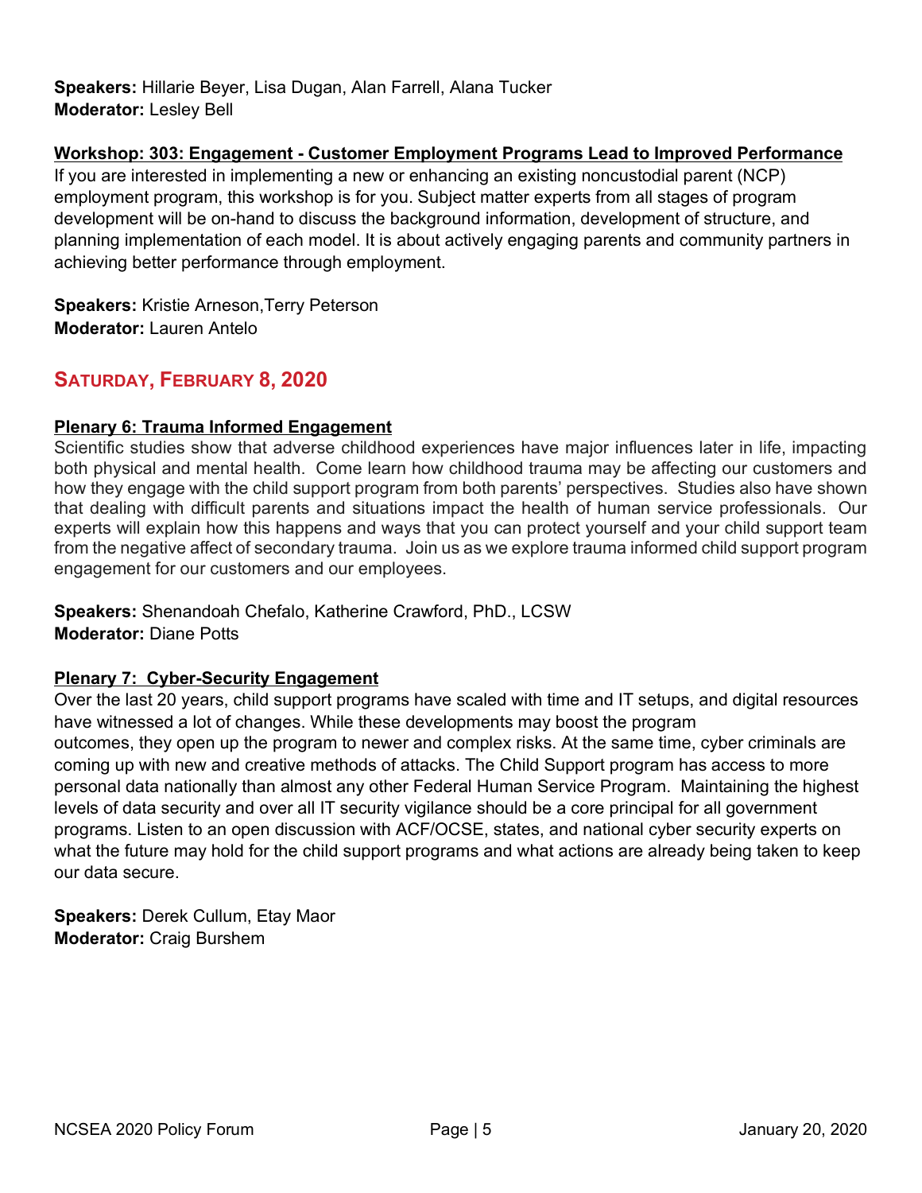**Speakers:** Hillarie Beyer, Lisa Dugan, Alan Farrell, Alana Tucker
**Moderator:** Lesley Bell

### Workshop: 303: Engagement - Customer Employment Programs Lead to Improved Performance

If you are interested in implementing a new or enhancing an existing noncustodial parent (NCP) employment program, this workshop is for you. Subject matter experts from all stages of program development will be on-hand to discuss the background information, development of structure, and planning implementation of each model. It is about actively engaging parents and community partners in achieving better performance through employment.

**Speakers:** Kristie Arneson,Terry Peterson
**Moderator:** Lauren Antelo

## SATURDAY, FEBRUARY 8, 2020

### Plenary 6: Trauma Informed Engagement

Scientific studies show that adverse childhood experiences have major influences later in life, impacting both physical and mental health. Come learn how childhood trauma may be affecting our customers and how they engage with the child support program from both parents' perspectives. Studies also have shown that dealing with difficult parents and situations impact the health of human service professionals. Our experts will explain how this happens and ways that you can protect yourself and your child support team from the negative affect of secondary trauma. Join us as we explore trauma informed child support program engagement for our customers and our employees.

**Speakers:** Shenandoah Chefalo, Katherine Crawford, PhD., LCSW
**Moderator:** Diane Potts

### Plenary 7: Cyber-Security Engagement

Over the last 20 years, child support programs have scaled with time and IT setups, and digital resources have witnessed a lot of changes. While these developments may boost the program outcomes, they open up the program to newer and complex risks. At the same time, cyber criminals are coming up with new and creative methods of attacks. The Child Support program has access to more personal data nationally than almost any other Federal Human Service Program. Maintaining the highest levels of data security and over all IT security vigilance should be a core principal for all government programs. Listen to an open discussion with ACF/OCSE, states, and national cyber security experts on what the future may hold for the child support programs and what actions are already being taken to keep our data secure.

**Speakers:** Derek Cullum, Etay Maor
**Moderator:** Craig Burshem